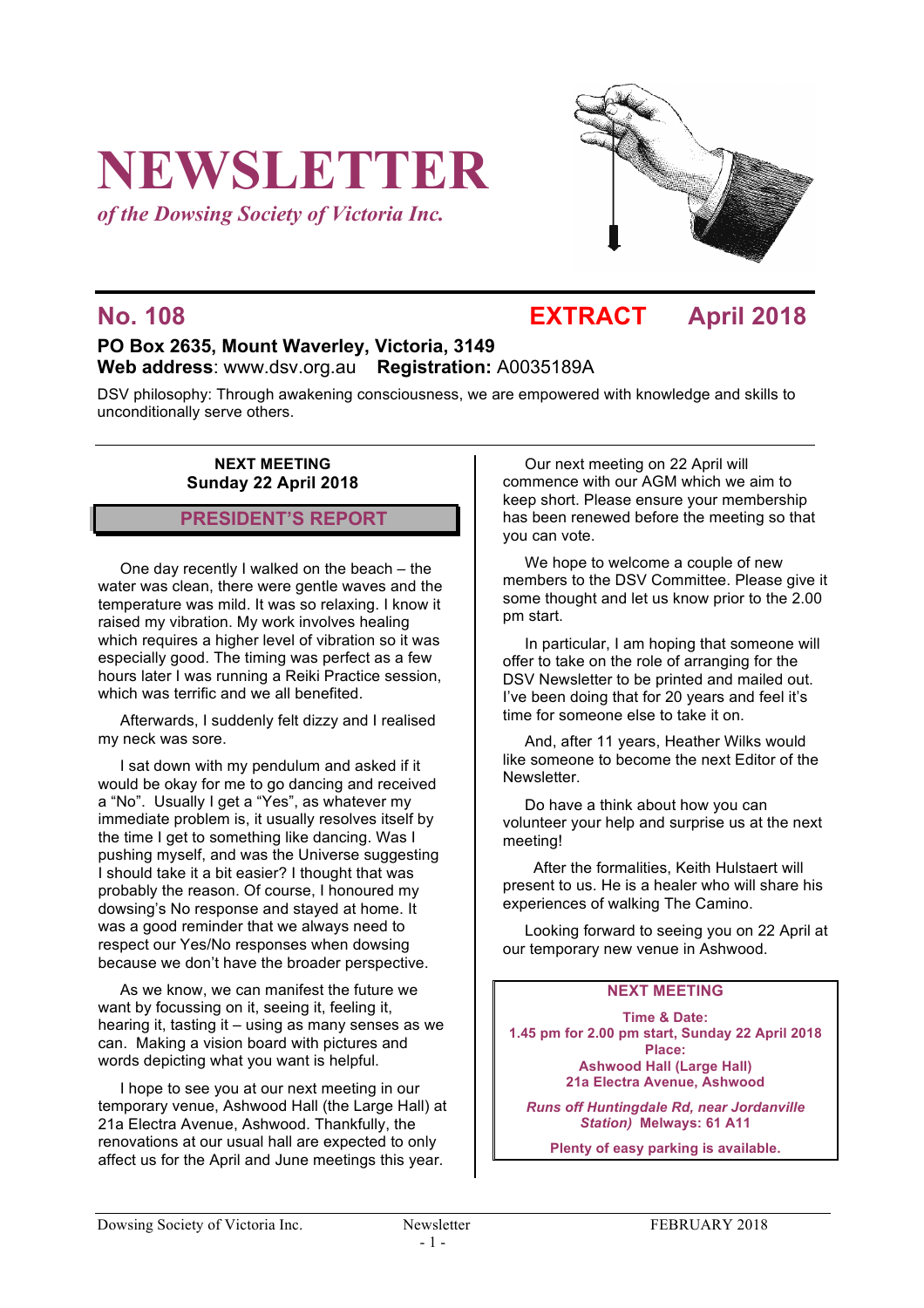# NEWSLETTER

*of the Dowsing Society of Victoria Inc.*

## No. 108 EXTRACT April 2018

**PO Box 2635, Mount Waverley, Victoria, 3149**
**Web address**: www.dsv.org.au **Registration:** A0035189A

DSV philosophy: Through awakening consciousness, we are empowered with knowledge and skills to unconditionally serve others.

**NEXT MEETING**
**Sunday 22 April 2018**

## PRESIDENT'S REPORT

One day recently I walked on the beach – the water was clean, there were gentle waves and the temperature was mild. It was so relaxing. I know it raised my vibration. My work involves healing which requires a higher level of vibration so it was especially good. The timing was perfect as a few hours later I was running a Reiki Practice session, which was terrific and we all benefited.

Afterwards, I suddenly felt dizzy and I realised my neck was sore.

I sat down with my pendulum and asked if it would be okay for me to go dancing and received a "No". Usually I get a "Yes", as whatever my immediate problem is, it usually resolves itself by the time I get to something like dancing. Was I pushing myself, and was the Universe suggesting I should take it a bit easier? I thought that was probably the reason. Of course, I honoured my dowsing's No response and stayed at home. It was a good reminder that we always need to respect our Yes/No responses when dowsing because we don't have the broader perspective.

As we know, we can manifest the future we want by focussing on it, seeing it, feeling it, hearing it, tasting it – using as many senses as we can. Making a vision board with pictures and words depicting what you want is helpful.

I hope to see you at our next meeting in our temporary venue, Ashwood Hall (the Large Hall) at 21a Electra Avenue, Ashwood. Thankfully, the renovations at our usual hall are expected to only affect us for the April and June meetings this year.

Our next meeting on 22 April will commence with our AGM which we aim to keep short. Please ensure your membership has been renewed before the meeting so that you can vote.

We hope to welcome a couple of new members to the DSV Committee. Please give it some thought and let us know prior to the 2.00 pm start.

In particular, I am hoping that someone will offer to take on the role of arranging for the DSV Newsletter to be printed and mailed out. I've been doing that for 20 years and feel it's time for someone else to take it on.

And, after 11 years, Heather Wilks would like someone to become the next Editor of the Newsletter.

Do have a think about how you can volunteer your help and surprise us at the next meeting!

After the formalities, Keith Hulstaert will present to us. He is a healer who will share his experiences of walking The Camino.

Looking forward to seeing you on 22 April at our temporary new venue in Ashwood.

**NEXT MEETING**

**Time & Date:**
**1.45 pm for 2.00 pm start, Sunday 22 April 2018**
**Place:**
**Ashwood Hall (Large Hall)**
**21a Electra Avenue, Ashwood**

***Runs off Huntingdale Rd, near Jordanville Station)*** **Melways: 61 A11**

**Plenty of easy parking is available.**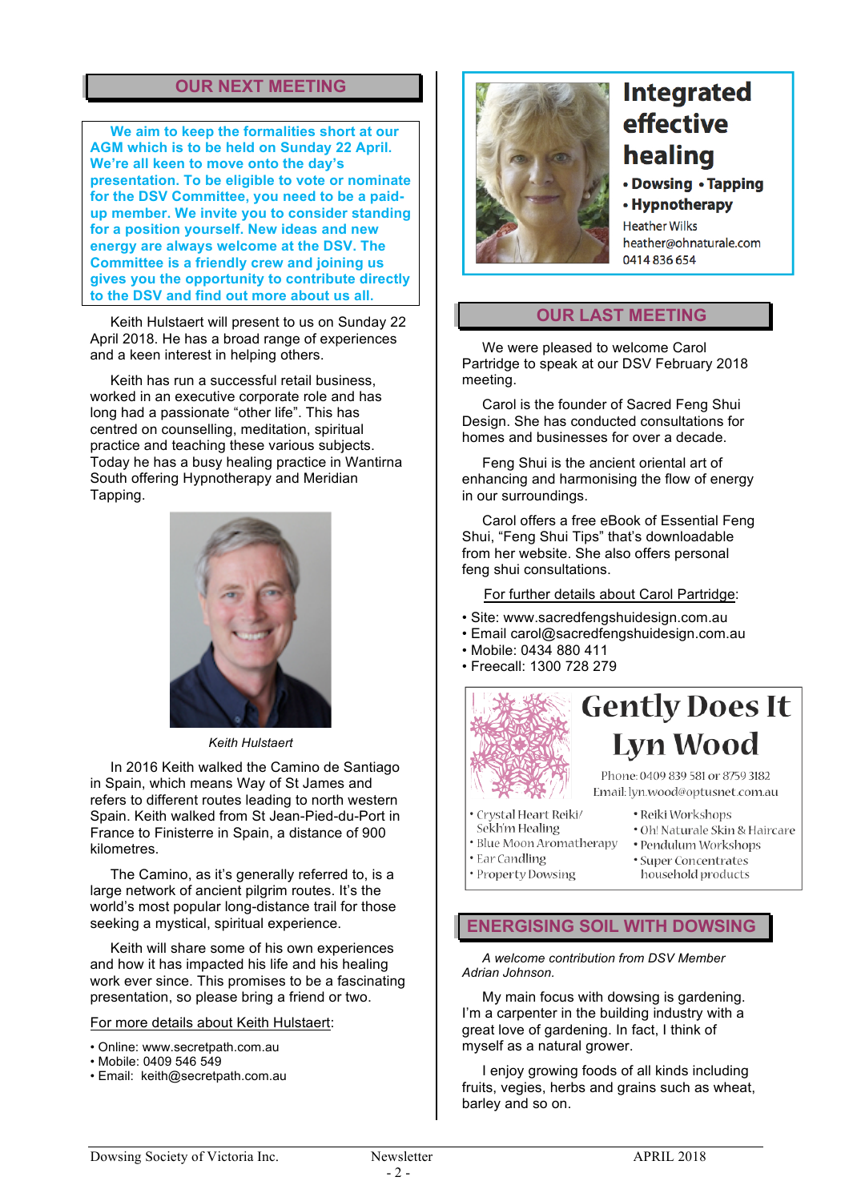## OUR NEXT MEETING

**We aim to keep the formalities short at our AGM which is to be held on Sunday 22 April. We're all keen to move onto the day's presentation. To be eligible to vote or nominate for the DSV Committee, you need to be a paid-up member. We invite you to consider standing for a position yourself. New ideas and new energy are always welcome at the DSV. The Committee is a friendly crew and joining us gives you the opportunity to contribute directly to the DSV and find out more about us all.**

Keith Hulstaert will present to us on Sunday 22 April 2018. He has a broad range of experiences and a keen interest in helping others.

Keith has run a successful retail business, worked in an executive corporate role and has long had a passionate "other life". This has centred on counselling, meditation, spiritual practice and teaching these various subjects. Today he has a busy healing practice in Wantirna South offering Hypnotherapy and Meridian Tapping.

*Keith Hulstaert*

In 2016 Keith walked the Camino de Santiago in Spain, which means Way of St James and refers to different routes leading to north western Spain. Keith walked from St Jean-Pied-du-Port in France to Finisterre in Spain, a distance of 900 kilometres.

The Camino, as it's generally referred to, is a large network of ancient pilgrim routes. It's the world's most popular long-distance trail for those seeking a mystical, spiritual experience.

Keith will share some of his own experiences and how it has impacted his life and his healing work ever since. This promises to be a fascinating presentation, so please bring a friend or two.

For more details about Keith Hulstaert:

- Online: www.secretpath.com.au
- Mobile: 0409 546 549
- Email: keith@secretpath.com.au

**Integrated effective healing**

- **Dowsing** • **Tapping**
- **Hypnotherapy**

Heather Wilks
heather@ohnaturale.com
0414 836 654

## OUR LAST MEETING

We were pleased to welcome Carol Partridge to speak at our DSV February 2018 meeting.

Carol is the founder of Sacred Feng Shui Design. She has conducted consultations for homes and businesses for over a decade.

Feng Shui is the ancient oriental art of enhancing and harmonising the flow of energy in our surroundings.

Carol offers a free eBook of Essential Feng Shui, "Feng Shui Tips" that's downloadable from her website. She also offers personal feng shui consultations.

For further details about Carol Partridge:

- Site: www.sacredfengshuidesign.com.au
- Email carol@sacredfengshuidesign.com.au
- Mobile: 0434 880 411
- Freecall: 1300 728 279

**Gently Does It**
**Lyn Wood**

Phone: 0409 839 581 or 8759 3182
Email: lyn.wood@optusnet.com.au

- Crystal Heart Reiki/ Sekh'm Healing
- Blue Moon Aromatherapy
- Ear Candling
- Property Dowsing
- Reiki Workshops
- Oh! Naturale Skin & Haircare
- Pendulum Workshops
- Super Concentrates household products

## ENERGISING SOIL WITH DOWSING

*A welcome contribution from DSV Member Adrian Johnson.*

My main focus with dowsing is gardening. I'm a carpenter in the building industry with a great love of gardening. In fact, I think of myself as a natural grower.

I enjoy growing foods of all kinds including fruits, vegies, herbs and grains such as wheat, barley and so on.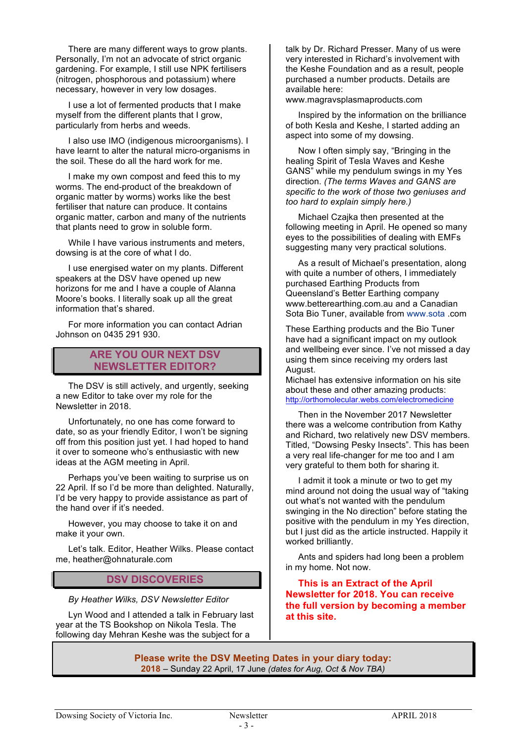There are many different ways to grow plants. Personally, I'm not an advocate of strict organic gardening. For example, I still use NPK fertilisers (nitrogen, phosphorous and potassium) where necessary, however in very low dosages.

I use a lot of fermented products that I make myself from the different plants that I grow, particularly from herbs and weeds.

I also use IMO (indigenous microorganisms). I have learnt to alter the natural micro-organisms in the soil. These do all the hard work for me.

I make my own compost and feed this to my worms. The end-product of the breakdown of organic matter by worms) works like the best fertiliser that nature can produce. It contains organic matter, carbon and many of the nutrients that plants need to grow in soluble form.

While I have various instruments and meters, dowsing is at the core of what I do.

I use energised water on my plants. Different speakers at the DSV have opened up new horizons for me and I have a couple of Alanna Moore's books. I literally soak up all the great information that's shared.

For more information you can contact Adrian Johnson on 0435 291 930.

## ARE YOU OUR NEXT DSV NEWSLETTER EDITOR?

The DSV is still actively, and urgently, seeking a new Editor to take over my role for the Newsletter in 2018.

Unfortunately, no one has come forward to date, so as your friendly Editor, I won't be signing off from this position just yet. I had hoped to hand it over to someone who's enthusiastic with new ideas at the AGM meeting in April.

Perhaps you've been waiting to surprise us on 22 April. If so I'd be more than delighted. Naturally, I'd be very happy to provide assistance as part of the hand over if it's needed.

However, you may choose to take it on and make it your own.

Let's talk. Editor, Heather Wilks. Please contact me, heather@ohnaturale.com

## DSV DISCOVERIES

*By Heather Wilks, DSV Newsletter Editor*

Lyn Wood and I attended a talk in February last year at the TS Bookshop on Nikola Tesla. The following day Mehran Keshe was the subject for a talk by Dr. Richard Presser. Many of us were very interested in Richard's involvement with the Keshe Foundation and as a result, people purchased a number products. Details are available here:
www.magravsplasmaproducts.com

Inspired by the information on the brilliance of both Kesla and Keshe, I started adding an aspect into some of my dowsing.

Now I often simply say, "Bringing in the healing Spirit of Tesla Waves and Keshe GANS" while my pendulum swings in my Yes direction. *(The terms Waves and GANS are specific to the work of those two geniuses and too hard to explain simply here.)*

Michael Czajka then presented at the following meeting in April. He opened so many eyes to the possibilities of dealing with EMFs suggesting many very practical solutions.

As a result of Michael's presentation, along with quite a number of others, I immediately purchased Earthing Products from Queensland's Better Earthing company www.betterearthing.com.au and a Canadian Sota Bio Tuner, available from www.sota .com

These Earthing products and the Bio Tuner have had a significant impact on my outlook and wellbeing ever since. I've not missed a day using them since receiving my orders last August.
Michael has extensive information on his site about these and other amazing products:
http://orthomolecular.webs.com/electromedicine

Then in the November 2017 Newsletter there was a welcome contribution from Kathy and Richard, two relatively new DSV members. Titled, "Dowsing Pesky Insects". This has been a very real life-changer for me too and I am very grateful to them both for sharing it.

I admit it took a minute or two to get my mind around not doing the usual way of "taking out what's not wanted with the pendulum swinging in the No direction" before stating the positive with the pendulum in my Yes direction, but I just did as the article instructed. Happily it worked brilliantly.

Ants and spiders had long been a problem in my home. Not now.

**This is an Extract of the April Newsletter for 2018. You can receive the full version by becoming a member at this site.**

**Please write the DSV Meeting Dates in your diary today:**
**2018** – Sunday 22 April, 17 June *(dates for Aug, Oct & Nov TBA)*